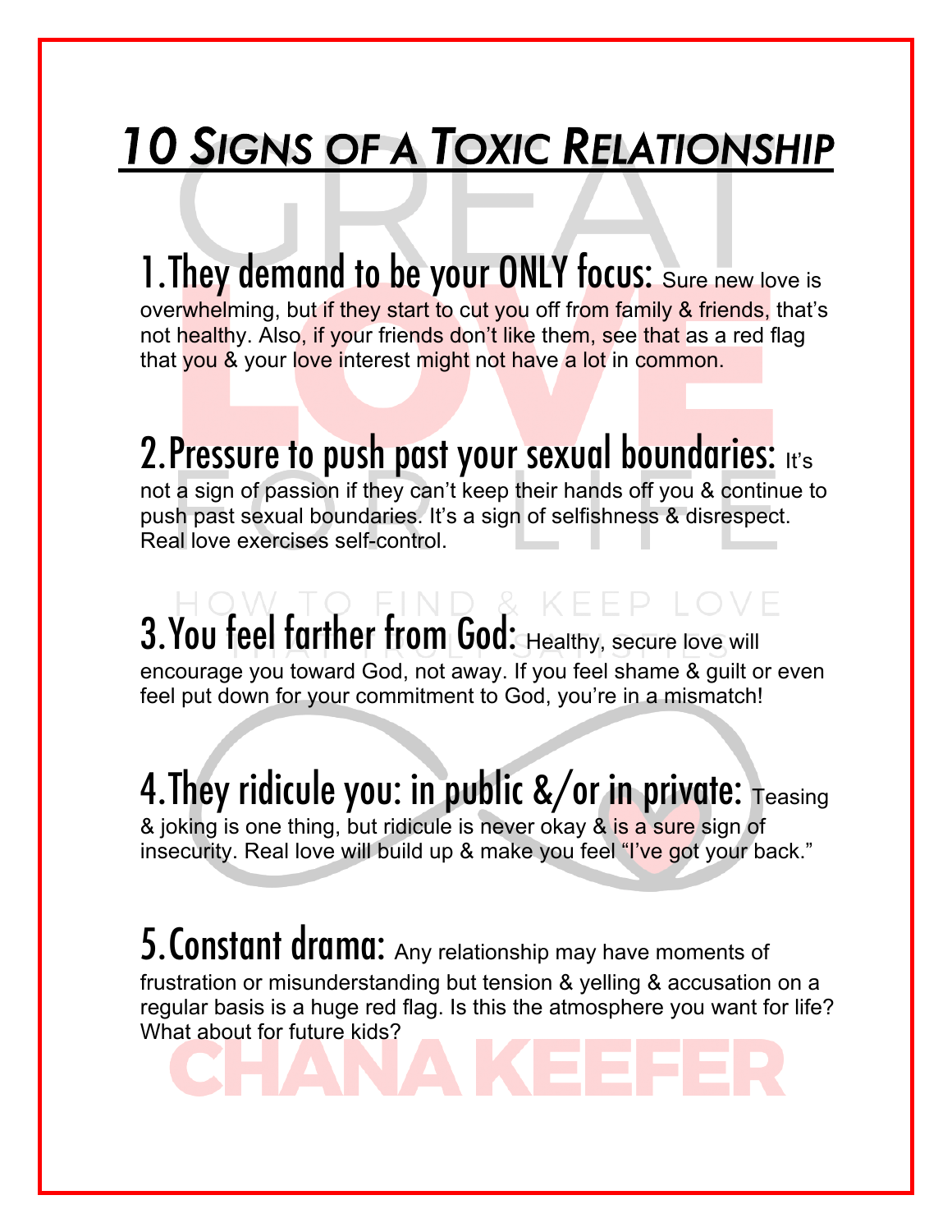# 10 Signs of a Toxic Relationship

1. **They demand to be your ONLY focus:** Sure new love is overwhelming, but if they start to cut you off from family & friends, that's not healthy. Also, if your friends don't like them, see that as a red flag that you & your love interest might not have a lot in common.

2. **Pressure to push past your sexual boundaries:** It's not a sign of passion if they can't keep their hands off you & continue to push past sexual boundaries. It's a sign of selfishness & disrespect. Real love exercises self-control.

3. **You feel farther from God:** Healthy, secure love will encourage you toward God, not away. If you feel shame & guilt or even feel put down for your commitment to God, you're in a mismatch!

4. **They ridicule you: in public &/or in private:** Teasing & joking is one thing, but ridicule is never okay & is a sure sign of insecurity. Real love will build up & make you feel "I've got your back."

5. **Constant drama:** Any relationship may have moments of frustration or misunderstanding but tension & yelling & accusation on a regular basis is a huge red flag. Is this the atmosphere you want for life? What about for future kids?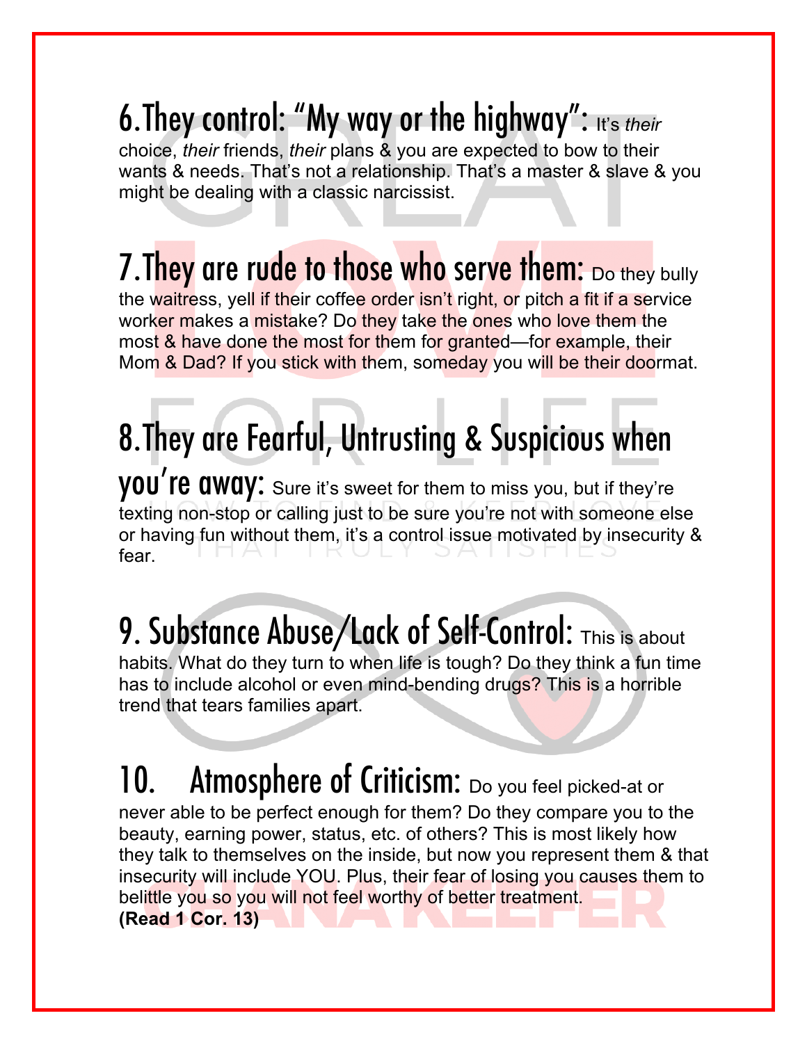**6. They control: "My way or the highway":** It's *their* choice, *their* friends, *their* plans & you are expected to bow to their wants & needs. That's not a relationship. That's a master & slave & you might be dealing with a classic narcissist.

**7. They are rude to those who serve them:** Do they bully the waitress, yell if their coffee order isn't right, or pitch a fit if a service worker makes a mistake? Do they take the ones who love them the most & have done the most for them for granted—for example, their Mom & Dad? If you stick with them, someday you will be their doormat.

**8. They are Fearful, Untrusting & Suspicious when you're away:** Sure it's sweet for them to miss you, but if they're texting non-stop or calling just to be sure you're not with someone else or having fun without them, it's a control issue motivated by insecurity & fear.

**9. Substance Abuse/Lack of Self-Control:** This is about habits. What do they turn to when life is tough? Do they think a fun time has to include alcohol or even mind-bending drugs? This is a horrible trend that tears families apart.

**10. Atmosphere of Criticism:** Do you feel picked-at or never able to be perfect enough for them? Do they compare you to the beauty, earning power, status, etc. of others? This is most likely how they talk to themselves on the inside, but now you represent them & that insecurity will include YOU. Plus, their fear of losing you causes them to belittle you so you will not feel worthy of better treatment.

**(Read 1 Cor. 13)**